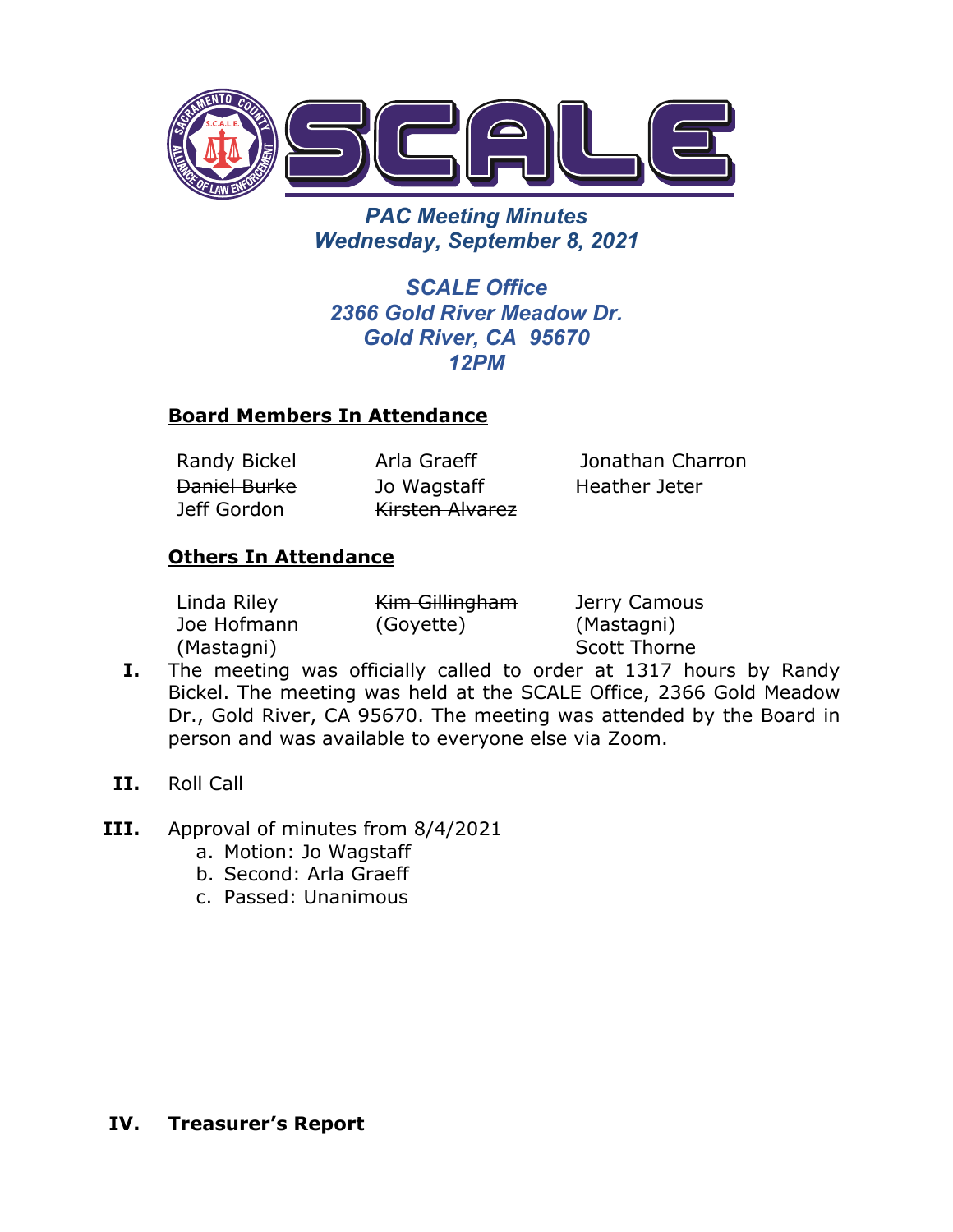# PAC Meeting Minutes

***Wednesday, September 8, 2021***

***SCALE Office***
***2366 Gold River Meadow Dr.***
***Gold River, CA 95670***
***12PM***

**Board Members In Attendance**

| | | |
|---|---|---|
| Randy Bickel | Arla Graeff | Jonathan Charron |
| ~~Daniel Burke~~ | Jo Wagstaff | Heather Jeter |
| Jeff Gordon | ~~Kirsten Alvarez~~ | |

**Others In Attendance**

| | | |
|---|---|---|
| Linda Riley | ~~Kim Gillingham~~ | Jerry Camous |
| Joe Hofmann (Mastagni) | (Goyette) | (Mastagni) |
| | | Scott Thorne |

I. The meeting was officially called to order at 1317 hours by Randy Bickel. The meeting was held at the SCALE Office, 2366 Gold Meadow Dr., Gold River, CA 95670. The meeting was attended by the Board in person and was available to everyone else via Zoom.

II. Roll Call

III. Approval of minutes from 8/4/2021
   a. Motion: Jo Wagstaff
   b. Second: Arla Graeff
   c. Passed: Unanimous

**IV. Treasurer's Report**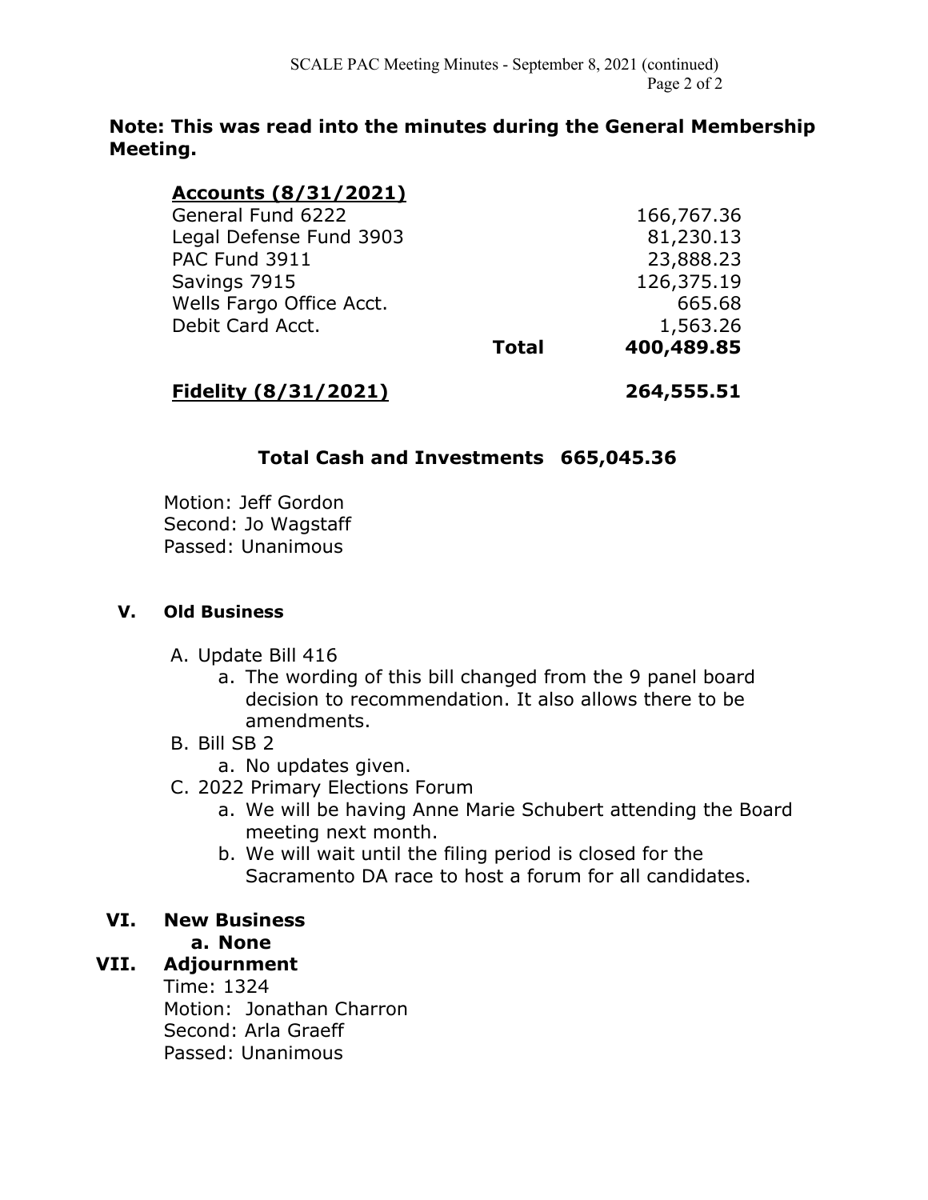**Note: This was read into the minutes during the General Membership Meeting.**

| **Accounts (8/31/2021)** | | |
|---|---|---|
| General Fund 6222 | | 166,767.36 |
| Legal Defense Fund 3903 | | 81,230.13 |
| PAC Fund 3911 | | 23,888.23 |
| Savings 7915 | | 126,375.19 |
| Wells Fargo Office Acct. | | 665.68 |
| Debit Card Acct. | | 1,563.26 |
| | **Total** | **400,489.85** |
| **Fidelity (8/31/2021)** | | **264,555.51** |

**Total Cash and Investments 665,045.36**

Motion: Jeff Gordon
Second: Jo Wagstaff
Passed: Unanimous

## V. Old Business

A. Update Bill 416
   a. The wording of this bill changed from the 9 panel board decision to recommendation. It also allows there to be amendments.

B. Bill SB 2
   a. No updates given.

C. 2022 Primary Elections Forum
   a. We will be having Anne Marie Schubert attending the Board meeting next month.
   b. We will wait until the filing period is closed for the Sacramento DA race to host a forum for all candidates.

## VI. New Business

**a. None**

## VII. Adjournment

Time: 1324
Motion: Jonathan Charron
Second: Arla Graeff
Passed: Unanimous